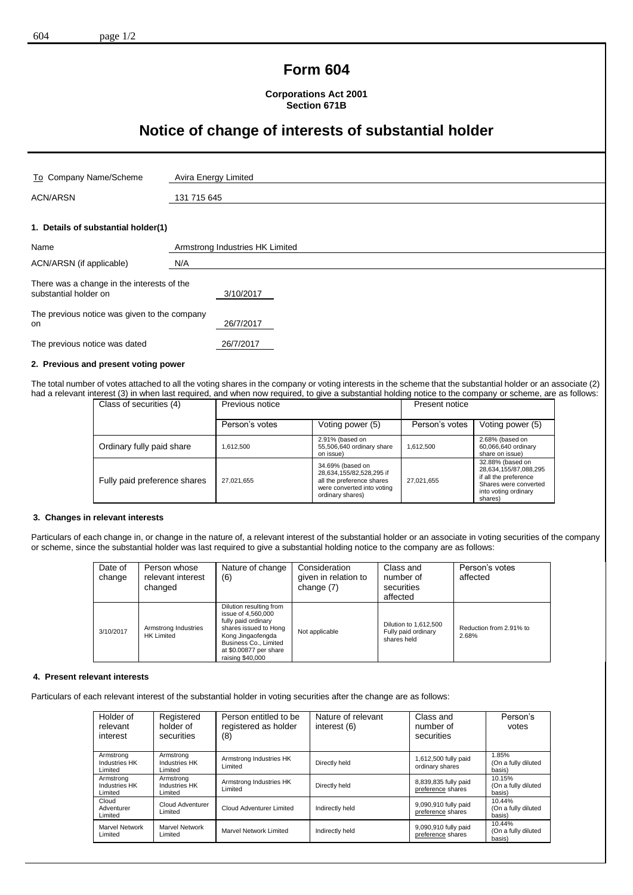# Form 604

**Corporations Act 2001**
**Section 671B**

# Notice of change of interests of substantial holder

| | |
|---|---|
| To Company Name/Scheme | Avira Energy Limited |
| ACN/ARSN | 131 715 645 |

## 1. Details of substantial holder(1)

| | |
|---|---|
| Name | Armstrong Industries HK Limited |
| ACN/ARSN (if applicable) | N/A |
| There was a change in the interests of the substantial holder on | 3/10/2017 |
| The previous notice was given to the company on | 26/7/2017 |
| The previous notice was dated | 26/7/2017 |

## 2. Previous and present voting power

The total number of votes attached to all the voting shares in the company or voting interests in the scheme that the substantial holder or an associate (2) had a relevant interest (3) in when last required, and when now required, to give a substantial holding notice to the company or scheme, are as follows:

| Class of securities (4) | Previous notice | | Present notice | |
|---|---|---|---|---|
| | Person's votes | Voting power (5) | Person's votes | Voting power (5) |
| Ordinary fully paid share | 1,612,500 | 2.91% (based on 55,506,640 ordinary share on issue) | 1,612,500 | 2.68% (based on 60,066,640 ordinary share on issue) |
| Fully paid preference shares | 27,021,655 | 34.69% (based on 28,634,155/82,528,295 if all the preference shares were converted into voting ordinary shares) | 27,021,655 | 32.88% (based on 28,634,155/87,088,295 if all the preference Shares were converted into voting ordinary shares) |

## 3. Changes in relevant interests

Particulars of each change in, or change in the nature of, a relevant interest of the substantial holder or an associate in voting securities of the company or scheme, since the substantial holder was last required to give a substantial holding notice to the company are as follows:

| Date of change | Person whose relevant interest changed | Nature of change (6) | Consideration given in relation to change (7) | Class and number of securities affected | Person's votes affected |
|---|---|---|---|---|---|
| 3/10/2017 | Armstrong Industries HK Limited | Dilution resulting from issue of 4,560,000 fully paid ordinary shares issued to Hong Kong Jingaofengda Business Co., Limited at $0.00877 per share raising $40,000 | Not applicable | Dilution to 1,612,500 Fully paid ordinary shares held | Reduction from 2.91% to 2.68% |

## 4. Present relevant interests

Particulars of each relevant interest of the substantial holder in voting securities after the change are as follows:

| Holder of relevant interest | Registered holder of securities | Person entitled to be registered as holder (8) | Nature of relevant interest (6) | Class and number of securities | Person's votes |
|---|---|---|---|---|---|
| Armstrong Industries HK Limited | Armstrong Industries HK Limited | Armstrong Industries HK Limited | Directly held | 1,612,500 fully paid ordinary shares | 1.85% (On a fully diluted basis) |
| Armstrong Industries HK Limited | Armstrong Industries HK Limited | Armstrong Industries HK Limited | Directly held | 8,839,835 fully paid preference shares | 10.15% (On a fully diluted basis) |
| Cloud Adventurer Limited | Cloud Adventurer Limited | Cloud Adventurer Limited | Indirectly held | 9,090,910 fully paid preference shares | 10.44% (On a fully diluted basis) |
| Marvel Network Limited | Marvel Network Limited | Marvel Network Limited | Indirectly held | 9,090,910 fully paid preference shares | 10.44% (On a fully diluted basis) |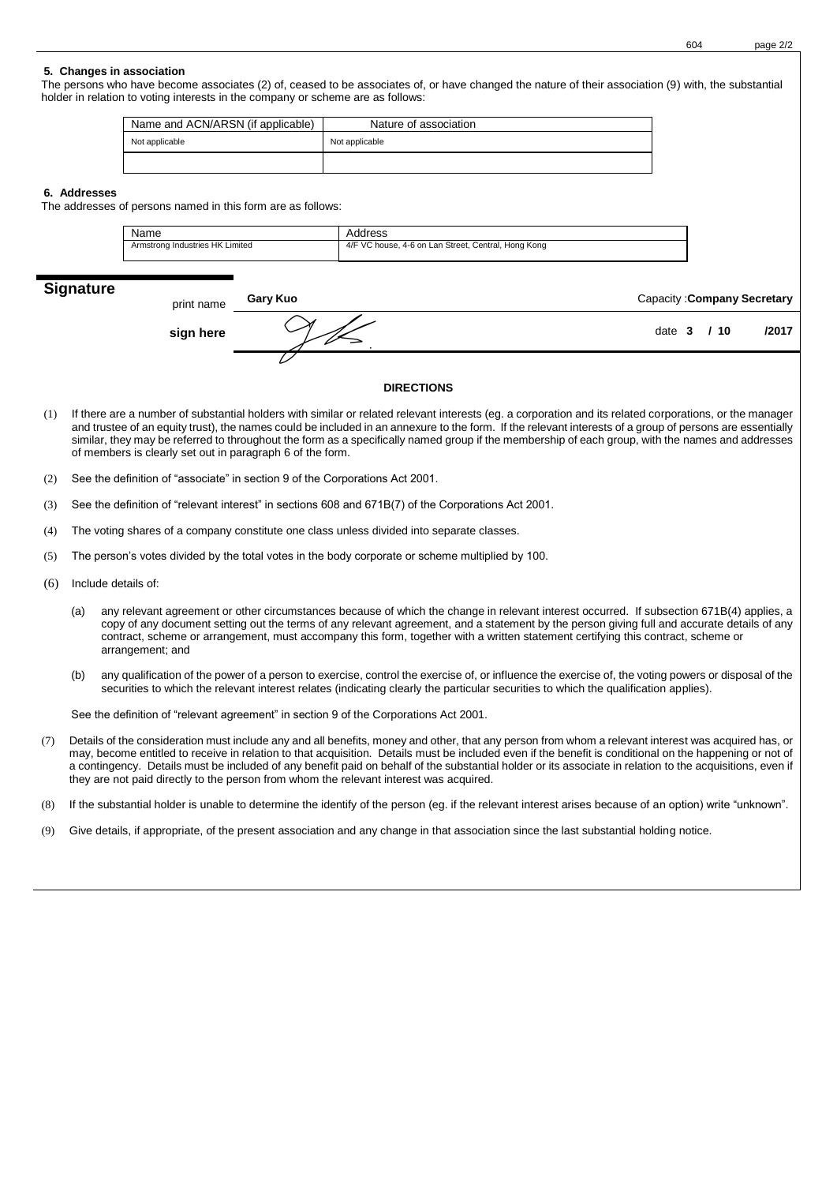### 5. Changes in association

The persons who have become associates (2) of, ceased to be associates of, or have changed the nature of their association (9) with, the substantial holder in relation to voting interests in the company or scheme are as follows:

| Name and ACN/ARSN (if applicable) | Nature of association |
|---|---|
| Not applicable | Not applicable |
| | |

### 6. Addresses

The addresses of persons named in this form are as follows:

| Name | Address |
|---|---|
| Armstrong Industries HK Limited | 4/F VC house, 4-6 on Lan Street, Central, Hong Kong |

## Signature

print name **Gary Kuo** Capacity :**Company Secretary**

**sign here** date **3 / 10 /2017**

### DIRECTIONS

(1) If there are a number of substantial holders with similar or related relevant interests (eg. a corporation and its related corporations, or the manager and trustee of an equity trust), the names could be included in an annexure to the form. If the relevant interests of a group of persons are essentially similar, they may be referred to throughout the form as a specifically named group if the membership of each group, with the names and addresses of members is clearly set out in paragraph 6 of the form.

(2) See the definition of "associate" in section 9 of the Corporations Act 2001.

(3) See the definition of "relevant interest" in sections 608 and 671B(7) of the Corporations Act 2001.

(4) The voting shares of a company constitute one class unless divided into separate classes.

(5) The person's votes divided by the total votes in the body corporate or scheme multiplied by 100.

(6) Include details of:

(a) any relevant agreement or other circumstances because of which the change in relevant interest occurred. If subsection 671B(4) applies, a copy of any document setting out the terms of any relevant agreement, and a statement by the person giving full and accurate details of any contract, scheme or arrangement, must accompany this form, together with a written statement certifying this contract, scheme or arrangement; and

(b) any qualification of the power of a person to exercise, control the exercise of, or influence the exercise of, the voting powers or disposal of the securities to which the relevant interest relates (indicating clearly the particular securities to which the qualification applies).

See the definition of "relevant agreement" in section 9 of the Corporations Act 2001.

(7) Details of the consideration must include any and all benefits, money and other, that any person from whom a relevant interest was acquired has, or may, become entitled to receive in relation to that acquisition. Details must be included even if the benefit is conditional on the happening or not of a contingency. Details must be included of any benefit paid on behalf of the substantial holder or its associate in relation to the acquisitions, even if they are not paid directly to the person from whom the relevant interest was acquired.

(8) If the substantial holder is unable to determine the identify of the person (eg. if the relevant interest arises because of an option) write "unknown".

(9) Give details, if appropriate, of the present association and any change in that association since the last substantial holding notice.